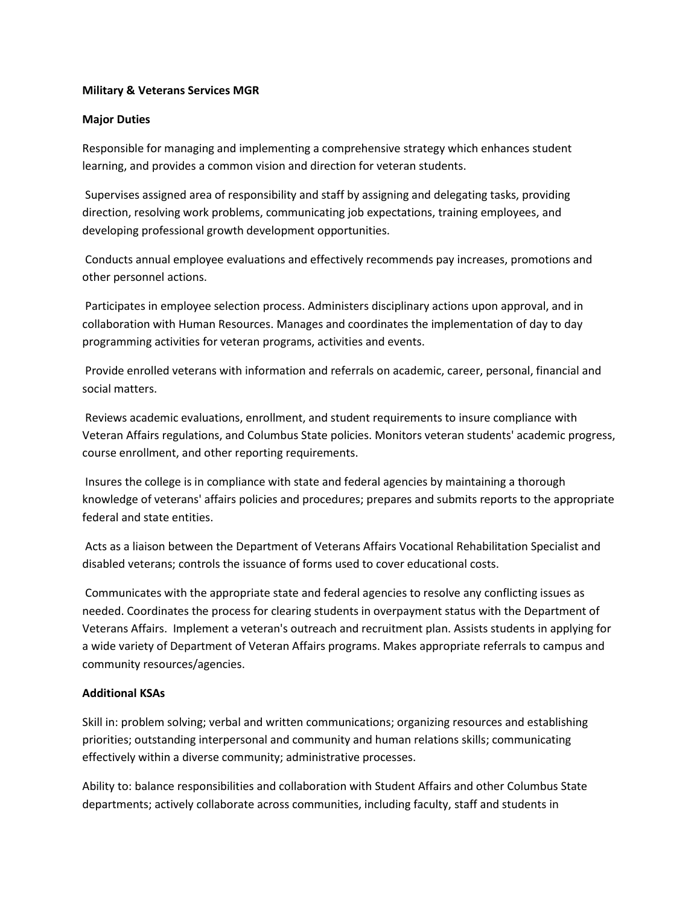**Military & Veterans Services MGR**

**Major Duties**

Responsible for managing and implementing a comprehensive strategy which enhances student learning, and provides a common vision and direction for veteran students.

Supervises assigned area of responsibility and staff by assigning and delegating tasks, providing direction, resolving work problems, communicating job expectations, training employees, and developing professional growth development opportunities.

Conducts annual employee evaluations and effectively recommends pay increases, promotions and other personnel actions.

Participates in employee selection process. Administers disciplinary actions upon approval, and in collaboration with Human Resources. Manages and coordinates the implementation of day to day programming activities for veteran programs, activities and events.

Provide enrolled veterans with information and referrals on academic, career, personal, financial and social matters.

Reviews academic evaluations, enrollment, and student requirements to insure compliance with Veteran Affairs regulations, and Columbus State policies. Monitors veteran students' academic progress, course enrollment, and other reporting requirements.

Insures the college is in compliance with state and federal agencies by maintaining a thorough knowledge of veterans' affairs policies and procedures; prepares and submits reports to the appropriate federal and state entities.

Acts as a liaison between the Department of Veterans Affairs Vocational Rehabilitation Specialist and disabled veterans; controls the issuance of forms used to cover educational costs.

Communicates with the appropriate state and federal agencies to resolve any conflicting issues as needed. Coordinates the process for clearing students in overpayment status with the Department of Veterans Affairs. Implement a veteran's outreach and recruitment plan. Assists students in applying for a wide variety of Department of Veteran Affairs programs. Makes appropriate referrals to campus and community resources/agencies.

**Additional KSAs**

Skill in: problem solving; verbal and written communications; organizing resources and establishing priorities; outstanding interpersonal and community and human relations skills; communicating effectively within a diverse community; administrative processes.

Ability to: balance responsibilities and collaboration with Student Affairs and other Columbus State departments; actively collaborate across communities, including faculty, staff and students in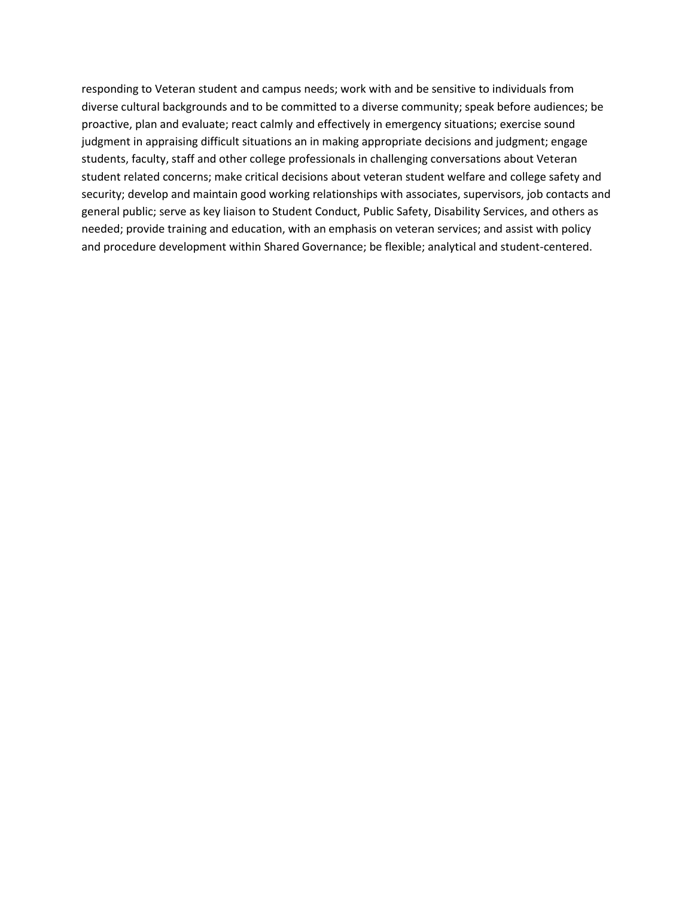responding to Veteran student and campus needs; work with and be sensitive to individuals from diverse cultural backgrounds and to be committed to a diverse community; speak before audiences; be proactive, plan and evaluate; react calmly and effectively in emergency situations; exercise sound judgment in appraising difficult situations an in making appropriate decisions and judgment; engage students, faculty, staff and other college professionals in challenging conversations about Veteran student related concerns; make critical decisions about veteran student welfare and college safety and security; develop and maintain good working relationships with associates, supervisors, job contacts and general public; serve as key liaison to Student Conduct, Public Safety, Disability Services, and others as needed; provide training and education, with an emphasis on veteran services; and assist with policy and procedure development within Shared Governance; be flexible; analytical and student-centered.